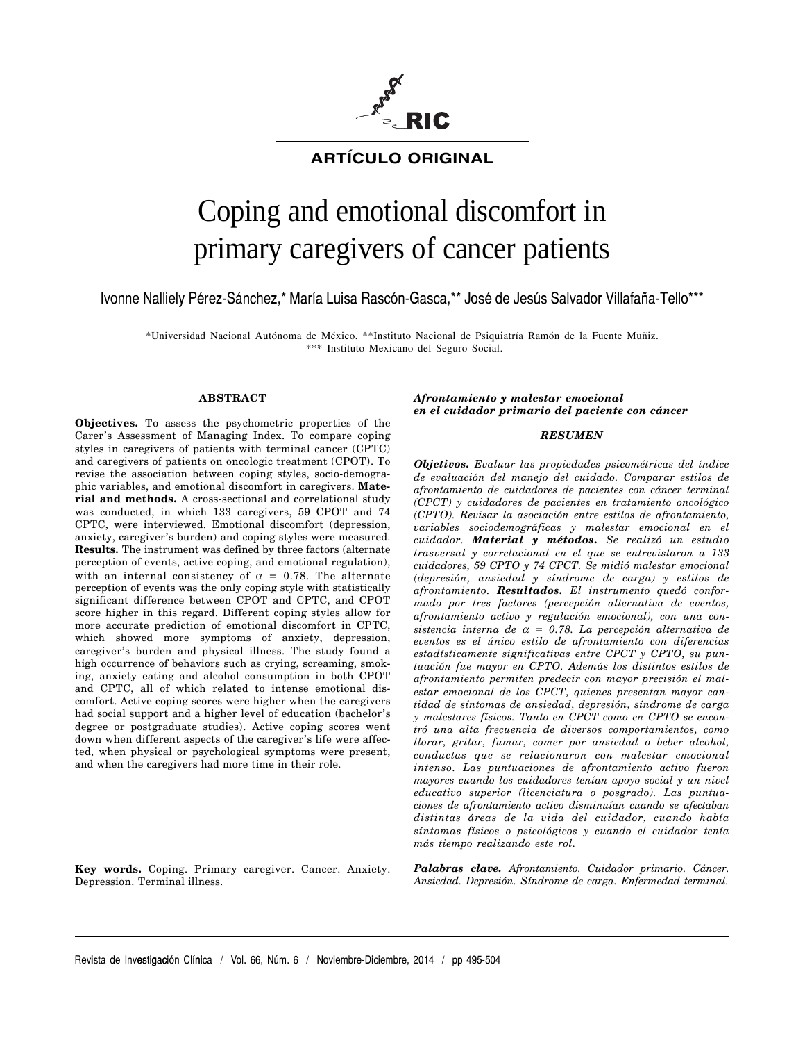**ARTÍCULO ORIGINAL**

# Coping and emotional discomfort in primary caregivers of cancer patients

Ivonne Nalliely Pérez-Sánchez,* María Luisa Rascón-Gasca,** José de Jesús Salvador Villafaña-Tello***

*Universidad Nacional Autónoma de México, **Instituto Nacional de Psiquiatría Ramón de la Fuente Muñiz. *** Instituto Mexicano del Seguro Social.

## ABSTRACT

**Objectives.** To assess the psychometric properties of the Carer's Assessment of Managing Index. To compare coping styles in caregivers of patients with terminal cancer (CPTC) and caregivers of patients on oncologic treatment (CPOT). To revise the association between coping styles, socio-demographic variables, and emotional discomfort in caregivers. **Material and methods.** A cross-sectional and correlational study was conducted, in which 133 caregivers, 59 CPOT and 74 CPTC, were interviewed. Emotional discomfort (depression, anxiety, caregiver's burden) and coping styles were measured. **Results.** The instrument was defined by three factors (alternate perception of events, active coping, and emotional regulation), with an internal consistency of $\alpha = 0.78$. The alternate perception of events was the only coping style with statistically significant difference between CPOT and CPTC, and CPOT score higher in this regard. Different coping styles allow for more accurate prediction of emotional discomfort in CPTC, which showed more symptoms of anxiety, depression, caregiver's burden and physical illness. The study found a high occurrence of behaviors such as crying, screaming, smoking, anxiety eating and alcohol consumption in both CPOT and CPTC, all of which related to intense emotional discomfort. Active coping scores were higher when the caregivers had social support and a higher level of education (bachelor's degree or postgraduate studies). Active coping scores went down when different aspects of the caregiver's life were affected, when physical or psychological symptoms were present, and when the caregivers had more time in their role.

**Key words.** Coping. Primary caregiver. Cancer. Anxiety. Depression. Terminal illness.

***Afrontamiento y malestar emocional en el cuidador primario del paciente con cáncer***

## *RESUMEN*

***Objetivos.*** *Evaluar las propiedades psicométricas del índice de evaluación del manejo del cuidado. Comparar estilos de afrontamiento de cuidadores de pacientes con cáncer terminal (CPCT) y cuidadores de pacientes en tratamiento oncológico (CPTO). Revisar la asociación entre estilos de afrontamiento, variables sociodemográficas y malestar emocional en el cuidador.* ***Material y métodos.*** *Se realizó un estudio trasversal y correlacional en el que se entrevistaron a 133 cuidadores, 59 CPTO y 74 CPCT. Se midió malestar emocional (depresión, ansiedad y síndrome de carga) y estilos de afrontamiento.* ***Resultados.*** *El instrumento quedó conformado por tres factores (percepción alternativa de eventos, afrontamiento activo y regulación emocional), con una consistencia interna de $\alpha = 0.78$. La percepción alternativa de eventos es el único estilo de afrontamiento con diferencias estadísticamente significativas entre CPCT y CPTO, su puntuación fue mayor en CPTO. Además los distintos estilos de afrontamiento permiten predecir con mayor precisión el malestar emocional de los CPCT, quienes presentan mayor cantidad de síntomas de ansiedad, depresión, síndrome de carga y malestares físicos. Tanto en CPCT como en CPTO se encontró una alta frecuencia de diversos comportamientos, como llorar, gritar, fumar, comer por ansiedad o beber alcohol, conductas que se relacionaron con malestar emocional intenso. Las puntuaciones de afrontamiento activo fueron mayores cuando los cuidadores tenían apoyo social y un nivel educativo superior (licenciatura o posgrado). Las puntuaciones de afrontamiento activo disminuían cuando se afectaban distintas áreas de la vida del cuidador, cuando había síntomas físicos o psicológicos y cuando el cuidador tenía más tiempo realizando este rol.*

***Palabras clave.*** *Afrontamiento. Cuidador primario. Cáncer. Ansiedad. Depresión. Síndrome de carga. Enfermedad terminal.*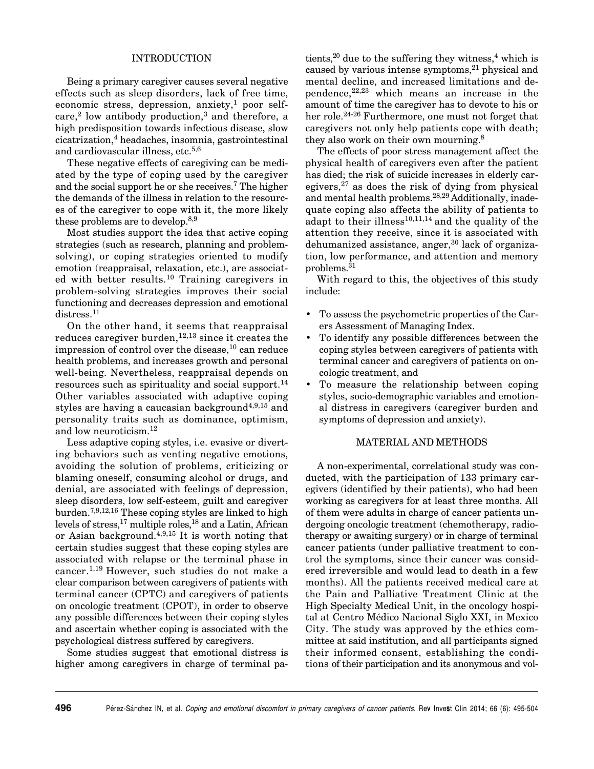## INTRODUCTION

Being a primary caregiver causes several negative effects such as sleep disorders, lack of free time, economic stress, depression, anxiety,[1] poor self-care,[2] low antibody production,[3] and therefore, a high predisposition towards infectious disease, slow cicatrization,[4] headaches, insomnia, gastrointestinal and cardiovascular illness, etc.[5,6]

These negative effects of caregiving can be mediated by the type of coping used by the caregiver and the social support he or she receives.[7] The higher the demands of the illness in relation to the resources of the caregiver to cope with it, the more likely these problems are to develop.[8,9]

Most studies support the idea that active coping strategies (such as research, planning and problem-solving), or coping strategies oriented to modify emotion (reappraisal, relaxation, etc.), are associated with better results.[10] Training caregivers in problem-solving strategies improves their social functioning and decreases depression and emotional distress.[11]

On the other hand, it seems that reappraisal reduces caregiver burden,[12,13] since it creates the impression of control over the disease,[10] can reduce health problems, and increases growth and personal well-being. Nevertheless, reappraisal depends on resources such as spirituality and social support.[14] Other variables associated with adaptive coping styles are having a caucasian background[4,9,15] and personality traits such as dominance, optimism, and low neuroticism.[12]

Less adaptive coping styles, i.e. evasive or diverting behaviors such as venting negative emotions, avoiding the solution of problems, criticizing or blaming oneself, consuming alcohol or drugs, and denial, are associated with feelings of depression, sleep disorders, low self-esteem, guilt and caregiver burden.[7,9,12,16] These coping styles are linked to high levels of stress,[17] multiple roles,[18] and a Latin, African or Asian background.[4,9,15] It is worth noting that certain studies suggest that these coping styles are associated with relapse or the terminal phase in cancer.[1,19] However, such studies do not make a clear comparison between caregivers of patients with terminal cancer (CPTC) and caregivers of patients on oncologic treatment (CPOT), in order to observe any possible differences between their coping styles and ascertain whether coping is associated with the psychological distress suffered by caregivers.

Some studies suggest that emotional distress is higher among caregivers in charge of terminal patients,[20] due to the suffering they witness,[4] which is caused by various intense symptoms,[21] physical and mental decline, and increased limitations and dependence,[22,23] which means an increase in the amount of time the caregiver has to devote to his or her role.[24-26] Furthermore, one must not forget that caregivers not only help patients cope with death; they also work on their own mourning.[8]

The effects of poor stress management affect the physical health of caregivers even after the patient has died; the risk of suicide increases in elderly caregivers,[27] as does the risk of dying from physical and mental health problems.[28,29] Additionally, inadequate coping also affects the ability of patients to adapt to their illness[10,11,14] and the quality of the attention they receive, since it is associated with dehumanized assistance, anger,[30] lack of organization, low performance, and attention and memory problems.[31]

With regard to this, the objectives of this study include:

- To assess the psychometric properties of the Carers Assessment of Managing Index.
- To identify any possible differences between the coping styles between caregivers of patients with terminal cancer and caregivers of patients on oncologic treatment, and
- To measure the relationship between coping styles, socio-demographic variables and emotional distress in caregivers (caregiver burden and symptoms of depression and anxiety).

## MATERIAL AND METHODS

A non-experimental, correlational study was conducted, with the participation of 133 primary caregivers (identified by their patients), who had been working as caregivers for at least three months. All of them were adults in charge of cancer patients undergoing oncologic treatment (chemotherapy, radiotherapy or awaiting surgery) or in charge of terminal cancer patients (under palliative treatment to control the symptoms, since their cancer was considered irreversible and would lead to death in a few months). All the patients received medical care at the Pain and Palliative Treatment Clinic at the High Specialty Medical Unit, in the oncology hospital at Centro Médico Nacional Siglo XXI, in Mexico City. The study was approved by the ethics committee at said institution, and all participants signed their informed consent, establishing the conditions of their participation and its anonymous and vol-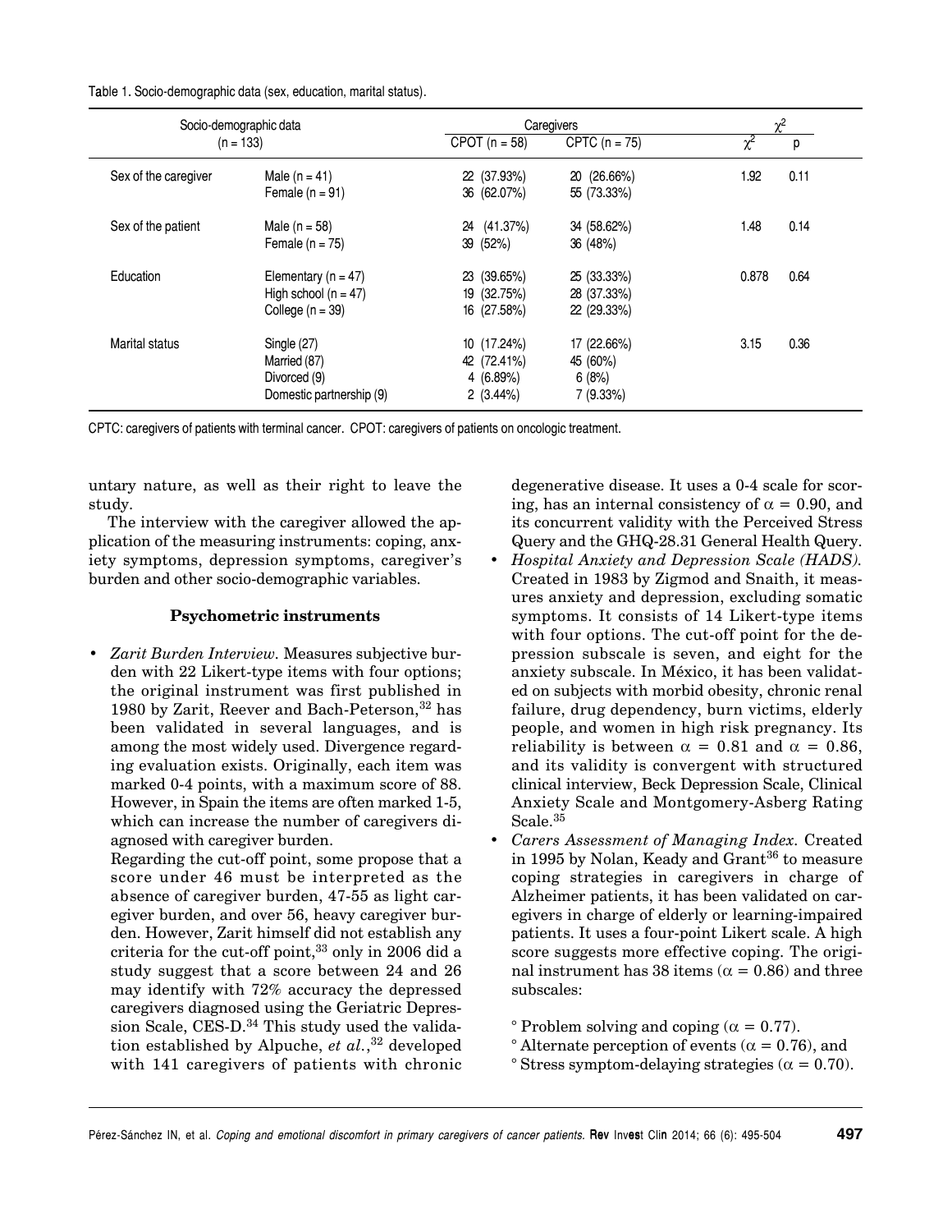Table 1. Socio-demographic data (sex, education, marital status).

| Socio-demographic data (n = 133) | | Caregivers CPOT (n = 58) | CPTC (n = 75) | $\chi^2$ | p |
|---|---|---|---|---|---|
| Sex of the caregiver | Male (n = 41) | 22 (37.93%) | 20 (26.66%) | 1.92 | 0.11 |
| | Female (n = 91) | 36 (62.07%) | 55 (73.33%) | | |
| Sex of the patient | Male (n = 58) | 24 (41.37%) | 34 (58.62%) | 1.48 | 0.14 |
| | Female (n = 75) | 39 (52%) | 36 (48%) | | |
| Education | Elementary (n = 47) | 23 (39.65%) | 25 (33.33%) | 0.878 | 0.64 |
| | High school (n = 47) | 19 (32.75%) | 28 (37.33%) | | |
| | College (n = 39) | 16 (27.58%) | 22 (29.33%) | | |
| Marital status | Single (27) | 10 (17.24%) | 17 (22.66%) | 3.15 | 0.36 |
| | Married (87) | 42 (72.41%) | 45 (60%) | | |
| | Divorced (9) | 4 (6.89%) | 6 (8%) | | |
| | Domestic partnership (9) | 2 (3.44%) | 7 (9.33%) | | |

CPTC: caregivers of patients with terminal cancer. CPOT: caregivers of patients on oncologic treatment.

untary nature, as well as their right to leave the study.

The interview with the caregiver allowed the application of the measuring instruments: coping, anxiety symptoms, depression symptoms, caregiver's burden and other socio-demographic variables.

### Psychometric instruments

- *Zarit Burden Interview.* Measures subjective burden with 22 Likert-type items with four options; the original instrument was first published in 1980 by Zarit, Reever and Bach-Peterson,[32] has been validated in several languages, and is among the most widely used. Divergence regarding evaluation exists. Originally, each item was marked 0-4 points, with a maximum score of 88. However, in Spain the items are often marked 1-5, which can increase the number of caregivers diagnosed with caregiver burden.

  Regarding the cut-off point, some propose that a score under 46 must be interpreted as the absence of caregiver burden, 47-55 as light caregiver burden, and over 56, heavy caregiver burden. However, Zarit himself did not establish any criteria for the cut-off point,[33] only in 2006 did a study suggest that a score between 24 and 26 may identify with 72% accuracy the depressed caregivers diagnosed using the Geriatric Depression Scale, CES-D.[34] This study used the validation established by Alpuche, *et al.*,[32] developed with 141 caregivers of patients with chronic degenerative disease. It uses a 0-4 scale for scoring, has an internal consistency of $\alpha = 0.90$, and its concurrent validity with the Perceived Stress Query and the GHQ-28.31 General Health Query.
- *Hospital Anxiety and Depression Scale (HADS).* Created in 1983 by Zigmod and Snaith, it measures anxiety and depression, excluding somatic symptoms. It consists of 14 Likert-type items with four options. The cut-off point for the depression subscale is seven, and eight for the anxiety subscale. In México, it has been validated on subjects with morbid obesity, chronic renal failure, drug dependency, burn victims, elderly people, and women in high risk pregnancy. Its reliability is between $\alpha = 0.81$ and $\alpha = 0.86$, and its validity is convergent with structured clinical interview, Beck Depression Scale, Clinical Anxiety Scale and Montgomery-Asberg Rating Scale.[35]
- *Carers Assessment of Managing Index.* Created in 1995 by Nolan, Keady and Grant[36] to measure coping strategies in caregivers in charge of Alzheimer patients, it has been validated on caregivers in charge of elderly or learning-impaired patients. It uses a four-point Likert scale. A high score suggests more effective coping. The original instrument has 38 items ($\alpha = 0.86$) and three subscales:

  ° Problem solving and coping ($\alpha = 0.77$).
  ° Alternate perception of events ($\alpha = 0.76$), and
  ° Stress symptom-delaying strategies ($\alpha = 0.70$).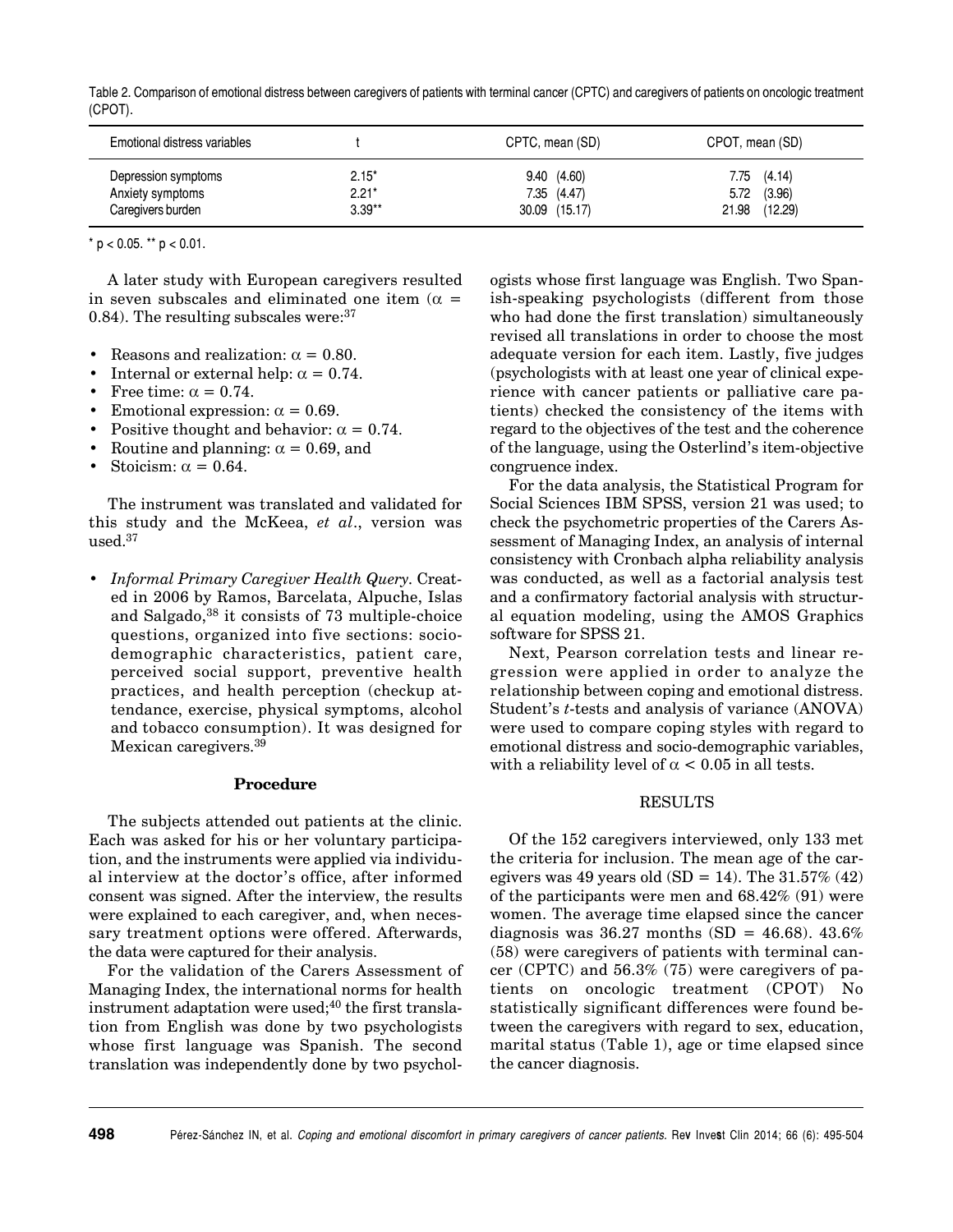Table 2. Comparison of emotional distress between caregivers of patients with terminal cancer (CPTC) and caregivers of patients on oncologic treatment (CPOT).

| Emotional distress variables | t | CPTC, mean (SD) | CPOT, mean (SD) |
|---|---|---|---|
| Depression symptoms | 2.15* | 9.40 (4.60) | 7.75 (4.14) |
| Anxiety symptoms | 2.21* | 7.35 (4.47) | 5.72 (3.96) |
| Caregivers burden | 3.39** | 30.09 (15.17) | 21.98 (12.29) |

* $p < 0.05$. ** $p < 0.01$.

A later study with European caregivers resulted in seven subscales and eliminated one item ($\alpha = 0.84$). The resulting subscales were:[37]

- Reasons and realization: $\alpha = 0.80$.
- Internal or external help: $\alpha = 0.74$.
- Free time: $\alpha = 0.74$.
- Emotional expression: $\alpha = 0.69$.
- Positive thought and behavior: $\alpha = 0.74$.
- Routine and planning: $\alpha = 0.69$, and
- Stoicism: $\alpha = 0.64$.

The instrument was translated and validated for this study and the McKeea, *et al*., version was used.[37]

- *Informal Primary Caregiver Health Query*. Created in 2006 by Ramos, Barcelata, Alpuche, Islas and Salgado,[38] it consists of 73 multiple-choice questions, organized into five sections: socio-demographic characteristics, patient care, perceived social support, preventive health practices, and health perception (checkup attendance, exercise, physical symptoms, alcohol and tobacco consumption). It was designed for Mexican caregivers.[39]

## Procedure

The subjects attended out patients at the clinic. Each was asked for his or her voluntary participation, and the instruments were applied via individual interview at the doctor's office, after informed consent was signed. After the interview, the results were explained to each caregiver, and, when necessary treatment options were offered. Afterwards, the data were captured for their analysis.

For the validation of the Carers Assessment of Managing Index, the international norms for health instrument adaptation were used;[40] the first translation from English was done by two psychologists whose first language was Spanish. The second translation was independently done by two psychologists whose first language was English. Two Spanish-speaking psychologists (different from those who had done the first translation) simultaneously revised all translations in order to choose the most adequate version for each item. Lastly, five judges (psychologists with at least one year of clinical experience with cancer patients or palliative care patients) checked the consistency of the items with regard to the objectives of the test and the coherence of the language, using the Osterlind's item-objective congruence index.

For the data analysis, the Statistical Program for Social Sciences IBM SPSS, version 21 was used; to check the psychometric properties of the Carers Assessment of Managing Index, an analysis of internal consistency with Cronbach alpha reliability analysis was conducted, as well as a factorial analysis test and a confirmatory factorial analysis with structural equation modeling, using the AMOS Graphics software for SPSS 21.

Next, Pearson correlation tests and linear regression were applied in order to analyze the relationship between coping and emotional distress. Student's *t*-tests and analysis of variance (ANOVA) were used to compare coping styles with regard to emotional distress and socio-demographic variables, with a reliability level of $\alpha < 0.05$ in all tests.

## RESULTS

Of the 152 caregivers interviewed, only 133 met the criteria for inclusion. The mean age of the caregivers was 49 years old (SD = 14). The 31.57% (42) of the participants were men and 68.42% (91) were women. The average time elapsed since the cancer diagnosis was 36.27 months (SD = 46.68). 43.6% (58) were caregivers of patients with terminal cancer (CPTC) and 56.3% (75) were caregivers of patients on oncologic treatment (CPOT) No statistically significant differences were found between the caregivers with regard to sex, education, marital status (Table 1), age or time elapsed since the cancer diagnosis.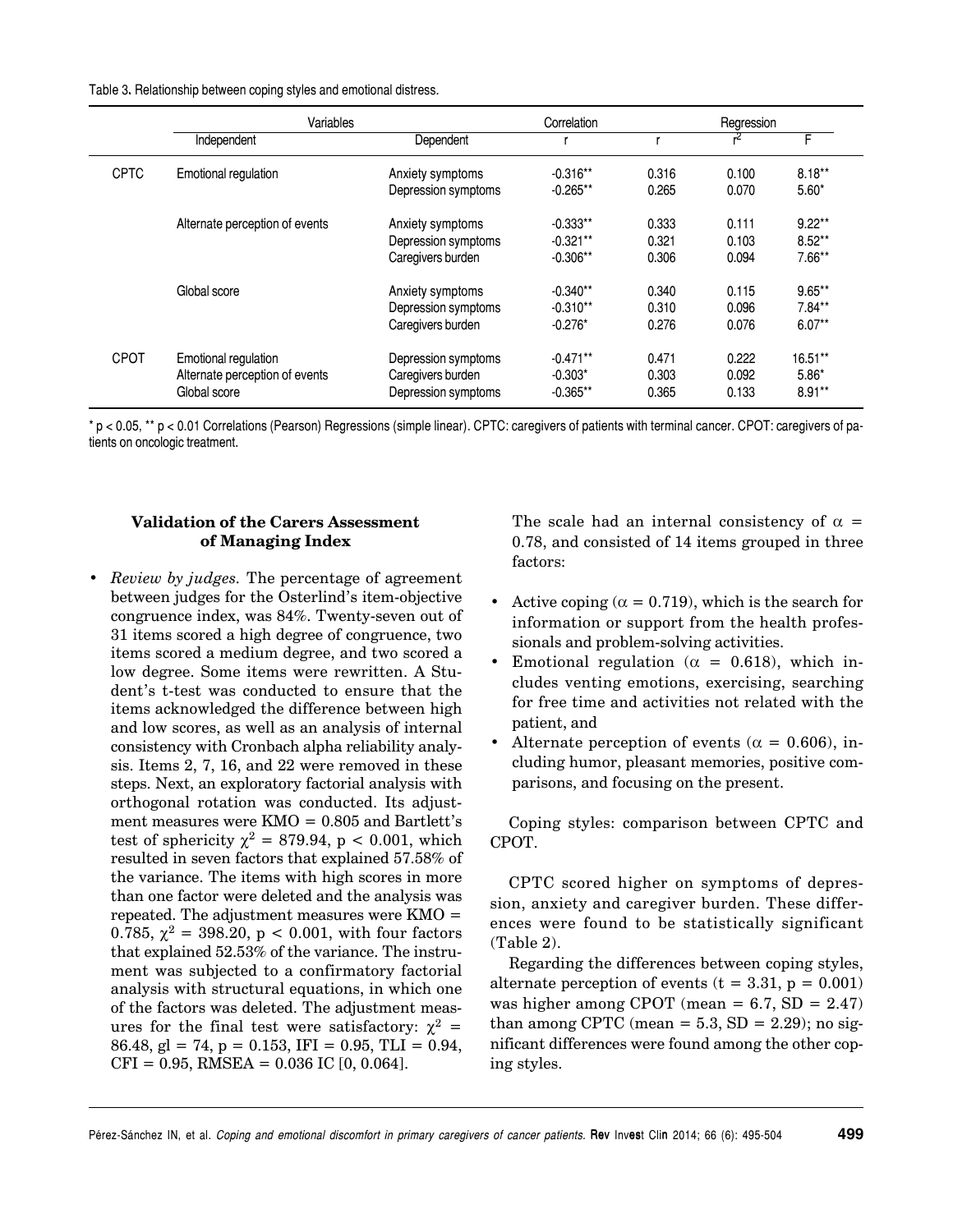Table 3. Relationship between coping styles and emotional distress.

| | Variables | | Correlation | Regression | | |
|---|---|---|---|---|---|---|
| | Independent | Dependent | r | r | $r^2$ | F |
| CPTC | Emotional regulation | Anxiety symptoms | -0.316** | 0.316 | 0.100 | 8.18** |
| | | Depression symptoms | -0.265** | 0.265 | 0.070 | 5.60* |
| | Alternate perception of events | Anxiety symptoms | -0.333** | 0.333 | 0.111 | 9.22** |
| | | Depression symptoms | -0.321** | 0.321 | 0.103 | 8.52** |
| | | Caregivers burden | -0.306** | 0.306 | 0.094 | 7.66** |
| | Global score | Anxiety symptoms | -0.340** | 0.340 | 0.115 | 9.65** |
| | | Depression symptoms | -0.310** | 0.310 | 0.096 | 7.84** |
| | | Caregivers burden | -0.276* | 0.276 | 0.076 | 6.07** |
| CPOT | Emotional regulation | Depression symptoms | -0.471** | 0.471 | 0.222 | 16.51** |
| | Alternate perception of events | Caregivers burden | -0.303* | 0.303 | 0.092 | 5.86* |
| | Global score | Depression symptoms | -0.365** | 0.365 | 0.133 | 8.91** |

* $p < 0.05$, ** $p < 0.01$ Correlations (Pearson) Regressions (simple linear). CPTC: caregivers of patients with terminal cancer. CPOT: caregivers of patients on oncologic treatment.

### Validation of the Carers Assessment of Managing Index

- *Review by judges.* The percentage of agreement between judges for the Osterlind's item-objective congruence index, was 84%. Twenty-seven out of 31 items scored a high degree of congruence, two items scored a medium degree, and two scored a low degree. Some items were rewritten. A Student's t-test was conducted to ensure that the items acknowledged the difference between high and low scores, as well as an analysis of internal consistency with Cronbach alpha reliability analysis. Items 2, 7, 16, and 22 were removed in these steps. Next, an exploratory factorial analysis with orthogonal rotation was conducted. Its adjustment measures were KMO = 0.805 and Bartlett's test of sphericity $\chi^2 = 879.94$, $p < 0.001$, which resulted in seven factors that explained 57.58% of the variance. The items with high scores in more than one factor were deleted and the analysis was repeated. The adjustment measures were KMO = 0.785, $\chi^2 = 398.20$, $p < 0.001$, with four factors that explained 52.53% of the variance. The instrument was subjected to a confirmatory factorial analysis with structural equations, in which one of the factors was deleted. The adjustment measures for the final test were satisfactory: $\chi^2 = 86.48$, gl = 74, $p = 0.153$, IFI = 0.95, TLI = 0.94, CFI = 0.95, RMSEA = 0.036 IC [0, 0.064].

The scale had an internal consistency of $\alpha = 0.78$, and consisted of 14 items grouped in three factors:

- Active coping ($\alpha = 0.719$), which is the search for information or support from the health professionals and problem-solving activities.
- Emotional regulation ($\alpha = 0.618$), which includes venting emotions, exercising, searching for free time and activities not related with the patient, and
- Alternate perception of events ($\alpha = 0.606$), including humor, pleasant memories, positive comparisons, and focusing on the present.

Coping styles: comparison between CPTC and CPOT.

CPTC scored higher on symptoms of depression, anxiety and caregiver burden. These differences were found to be statistically significant (Table 2).

Regarding the differences between coping styles, alternate perception of events ($t = 3.31$, $p = 0.001$) was higher among CPOT (mean = 6.7, SD = 2.47) than among CPTC (mean = 5.3, SD = 2.29); no significant differences were found among the other coping styles.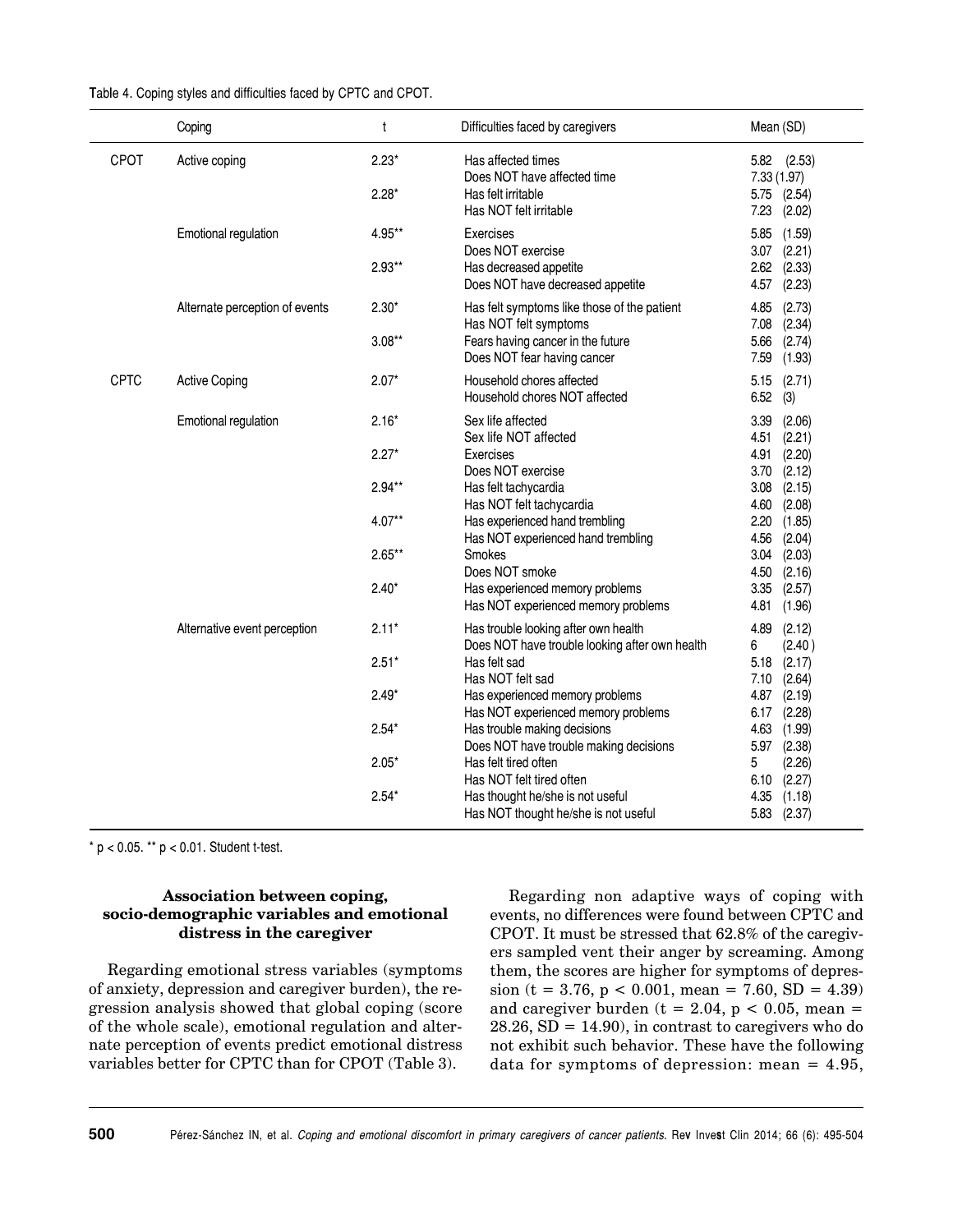Table 4. Coping styles and difficulties faced by CPTC and CPOT.

| | Coping | t | Difficulties faced by caregivers | Mean (SD) |
|---|---|---|---|---|
| CPOT | Active coping | 2.23* | Has affected times | 5.82 (2.53) |
| | | | Does NOT have affected time | 7.33 (1.97) |
| | | 2.28* | Has felt irritable | 5.75 (2.54) |
| | | | Has NOT felt irritable | 7.23 (2.02) |
| | Emotional regulation | 4.95** | Exercises | 5.85 (1.59) |
| | | | Does NOT exercise | 3.07 (2.21) |
| | | 2.93** | Has decreased appetite | 2.62 (2.33) |
| | | | Does NOT have decreased appetite | 4.57 (2.23) |
| | Alternate perception of events | 2.30* | Has felt symptoms like those of the patient | 4.85 (2.73) |
| | | | Has NOT felt symptoms | 7.08 (2.34) |
| | | 3.08** | Fears having cancer in the future | 5.66 (2.74) |
| | | | Does NOT fear having cancer | 7.59 (1.93) |
| CPTC | Active Coping | 2.07* | Household chores affected | 5.15 (2.71) |
| | | | Household chores NOT affected | 6.52 (3) |
| | Emotional regulation | 2.16* | Sex life affected | 3.39 (2.06) |
| | | | Sex life NOT affected | 4.51 (2.21) |
| | | 2.27* | Exercises | 4.91 (2.20) |
| | | | Does NOT exercise | 3.70 (2.12) |
| | | 2.94** | Has felt tachycardia | 3.08 (2.15) |
| | | | Has NOT felt tachycardia | 4.60 (2.08) |
| | | 4.07** | Has experienced hand trembling | 2.20 (1.85) |
| | | | Has NOT experienced hand trembling | 4.56 (2.04) |
| | | 2.65** | Smokes | 3.04 (2.03) |
| | | | Does NOT smoke | 4.50 (2.16) |
| | | 2.40* | Has experienced memory problems | 3.35 (2.57) |
| | | | Has NOT experienced memory problems | 4.81 (1.96) |
| | Alternative event perception | 2.11* | Has trouble looking after own health | 4.89 (2.12) |
| | | | Does NOT have trouble looking after own health | 6 (2.40) |
| | | 2.51* | Has felt sad | 5.18 (2.17) |
| | | | Has NOT felt sad | 7.10 (2.64) |
| | | 2.49* | Has experienced memory problems | 4.87 (2.19) |
| | | | Has NOT experienced memory problems | 6.17 (2.28) |
| | | 2.54* | Has trouble making decisions | 4.63 (1.99) |
| | | | Does NOT have trouble making decisions | 5.97 (2.38) |
| | | 2.05* | Has felt tired often | 5 (2.26) |
| | | | Has NOT felt tired often | 6.10 (2.27) |
| | | 2.54* | Has thought he/she is not useful | 4.35 (1.18) |
| | | | Has NOT thought he/she is not useful | 5.83 (2.37) |

* $p < 0.05$. ** $p < 0.01$. Student t-test.

### Association between coping, socio-demographic variables and emotional distress in the caregiver

Regarding emotional stress variables (symptoms of anxiety, depression and caregiver burden), the regression analysis showed that global coping (score of the whole scale), emotional regulation and alternate perception of events predict emotional distress variables better for CPTC than for CPOT (Table 3).

Regarding non adaptive ways of coping with events, no differences were found between CPTC and CPOT. It must be stressed that 62.8% of the caregivers sampled vent their anger by screaming. Among them, the scores are higher for symptoms of depression ($t = 3.76$, $p < 0.001$, mean = 7.60, SD = 4.39) and caregiver burden ($t = 2.04$, $p < 0.05$, mean = 28.26, SD = 14.90), in contrast to caregivers who do not exhibit such behavior. These have the following data for symptoms of depression: mean = 4.95,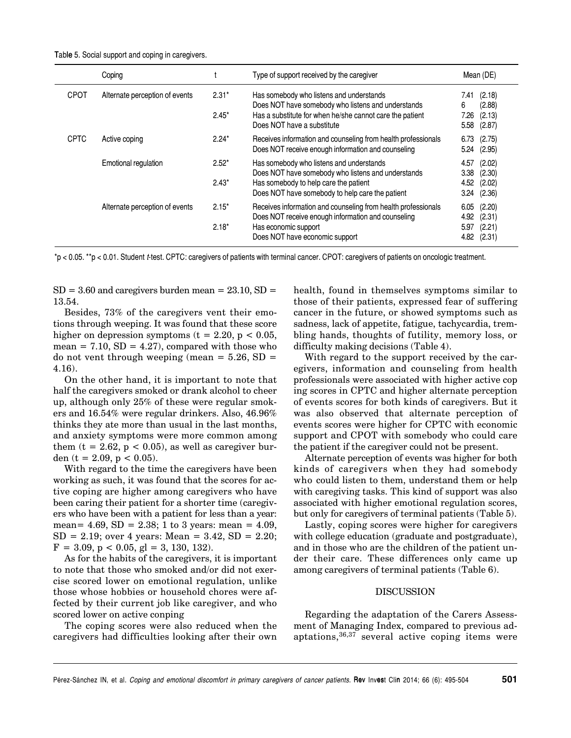Table 5. Social support and coping in caregivers.

| | Coping | t | Type of support received by the caregiver | Mean (DE) |
|---|---|---|---|---|
| CPOT | Alternate perception of events | 2.31* | Has somebody who listens and understands | 7.41 (2.18) |
| | | | Does NOT have somebody who listens and understands | 6 (2.88) |
| | | 2.45* | Has a substitute for when he/she cannot care the patient | 7.26 (2.13) |
| | | | Does NOT have a substitute | 5.58 (2.87) |
| CPTC | Active coping | 2.24* | Receives information and counseling from health professionals | 6.73 (2.75) |
| | | | Does NOT receive enough information and counseling | 5.24 (2.95) |
| | Emotional regulation | 2.52* | Has somebody who listens and understands | 4.57 (2.02) |
| | | | Does NOT have somebody who listens and understands | 3.38 (2.30) |
| | | 2.43* | Has somebody to help care the patient | 4.52 (2.02) |
| | | | Does NOT have somebody to help care the patient | 3.24 (2.36) |
| | Alternate perception of events | 2.15* | Receives information and counseling from health professionals | 6.05 (2.20) |
| | | | Does NOT receive enough information and counseling | 4.92 (2.31) |
| | | 2.18* | Has economic support | 5.97 (2.21) |
| | | | Does NOT have economic support | 4.82 (2.31) |

*p < 0.05. **p < 0.01. Student *t*-test. CPTC: caregivers of patients with terminal cancer. CPOT: caregivers of patients on oncologic treatment.

SD = 3.60 and caregivers burden mean = 23.10, SD = 13.54.

Besides, 73% of the caregivers vent their emotions through weeping. It was found that these score higher on depression symptoms ($t = 2.20$, $p < 0.05$, mean = 7.10, SD = 4.27), compared with those who do not vent through weeping (mean = 5.26, SD = 4.16).

On the other hand, it is important to note that half the caregivers smoked or drank alcohol to cheer up, although only 25% of these were regular smokers and 16.54% were regular drinkers. Also, 46.96% thinks they ate more than usual in the last months, and anxiety symptoms were more common among them ($t = 2.62$, $p < 0.05$), as well as caregiver burden ($t = 2.09$, $p < 0.05$).

With regard to the time the caregivers have been working as such, it was found that the scores for active coping are higher among caregivers who have been caring their patient for a shorter time (caregivers who have been with a patient for less than a year: mean= 4.69, SD = 2.38; 1 to 3 years: mean = 4.09, SD = 2.19; over 4 years: Mean = 3.42, SD = 2.20; $F = 3.09$, $p < 0.05$, gl = 3, 130, 132).

As for the habits of the caregivers, it is important to note that those who smoked and/or did not exercise scored lower on emotional regulation, unlike those whose hobbies or household chores were affected by their current job like caregiver, and who scored lower on active conping

The coping scores were also reduced when the caregivers had difficulties looking after their own health, found in themselves symptoms similar to those of their patients, expressed fear of suffering cancer in the future, or showed symptoms such as sadness, lack of appetite, fatigue, tachycardia, trembling hands, thoughts of futility, memory loss, or difficulty making decisions (Table 4).

With regard to the support received by the caregivers, information and counseling from health professionals were associated with higher active coping scores in CPTC and higher alternate perception of events scores for both kinds of caregivers. But it was also observed that alternate perception of events scores were higher for CPTC with economic support and CPOT with somebody who could care the patient if the caregiver could not be present.

Alternate perception of events was higher for both kinds of caregivers when they had somebody who could listen to them, understand them or help with caregiving tasks. This kind of support was also associated with higher emotional regulation scores, but only for caregivers of terminal patients (Table 5).

Lastly, coping scores were higher for caregivers with college education (graduate and postgraduate), and in those who are the children of the patient under their care. These differences only came up among caregivers of terminal patients (Table 6).

## DISCUSSION

Regarding the adaptation of the Carers Assessment of Managing Index, compared to previous adaptations,[36,37] several active coping items were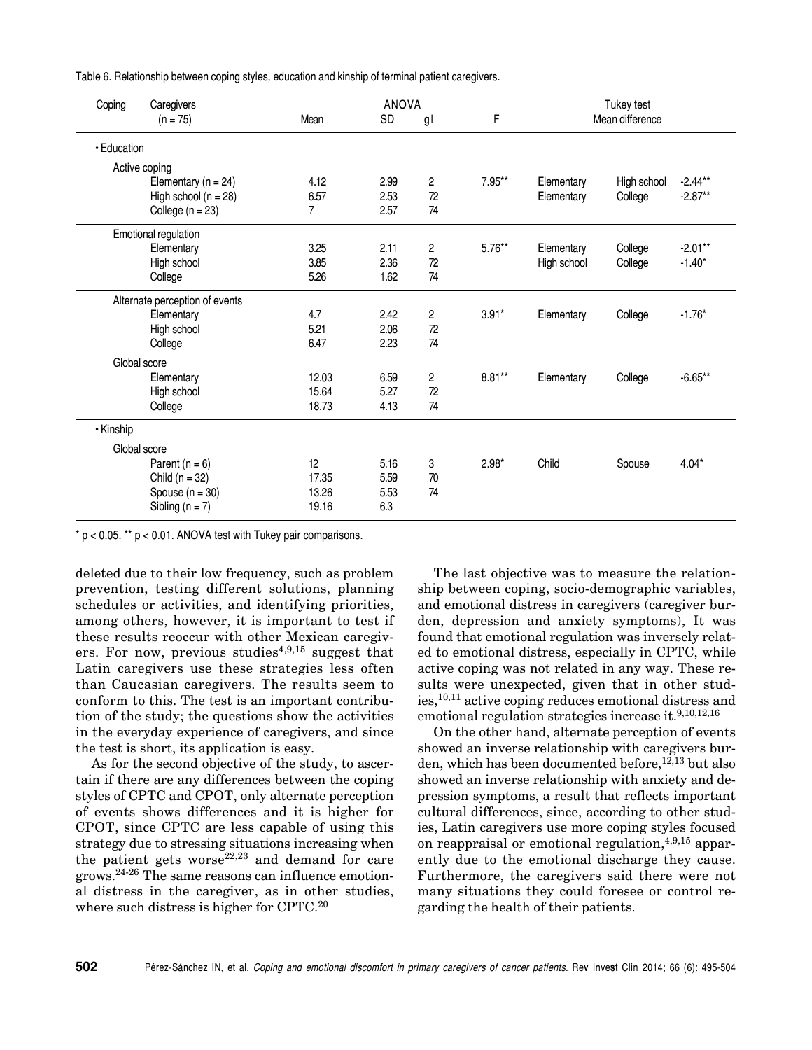Table 6. Relationship between coping styles, education and kinship of terminal patient caregivers.

| Coping | Caregivers (n = 75) | Mean | SD | gl | F | Tukey test Mean difference | | |
|---|---|---|---|---|---|---|---|---|
| • Education | | | | | | | | |
| Active coping | | | | | | | | |
| | Elementary (n = 24) | 4.12 | 2.99 | 2 | 7.95** | Elementary | High school | -2.44** |
| | High school (n = 28) | 6.57 | 2.53 | 72 | | Elementary | College | -2.87** |
| | College (n = 23) | 7 | 2.57 | 74 | | | | |
| Emotional regulation | | | | | | | | |
| | Elementary | 3.25 | 2.11 | 2 | 5.76** | Elementary | College | -2.01** |
| | High school | 3.85 | 2.36 | 72 | | High school | College | -1.40* |
| | College | 5.26 | 1.62 | 74 | | | | |
| Alternate perception of events | | | | | | | | |
| | Elementary | 4.7 | 2.42 | 2 | 3.91* | Elementary | College | -1.76* |
| | High school | 5.21 | 2.06 | 72 | | | | |
| | College | 6.47 | 2.23 | 74 | | | | |
| Global score | | | | | | | | |
| | Elementary | 12.03 | 6.59 | 2 | 8.81** | Elementary | College | -6.65** |
| | High school | 15.64 | 5.27 | 72 | | | | |
| | College | 18.73 | 4.13 | 74 | | | | |
| • Kinship | | | | | | | | |
| Global score | | | | | | | | |
| | Parent (n = 6) | 12 | 5.16 | 3 | 2.98* | Child | Spouse | 4.04* |
| | Child (n = 32) | 17.35 | 5.59 | 70 | | | | |
| | Spouse (n = 30) | 13.26 | 5.53 | 74 | | | | |
| | Sibling (n = 7) | 19.16 | 6.3 | | | | | |

* $p < 0.05$. ** $p < 0.01$. ANOVA test with Tukey pair comparisons.

deleted due to their low frequency, such as problem prevention, testing different solutions, planning schedules or activities, and identifying priorities, among others, however, it is important to test if these results reoccur with other Mexican caregivers. For now, previous studies[4,9,15] suggest that Latin caregivers use these strategies less often than Caucasian caregivers. The results seem to conform to this. The test is an important contribution of the study; the questions show the activities in the everyday experience of caregivers, and since the test is short, its application is easy.

As for the second objective of the study, to ascertain if there are any differences between the coping styles of CPTC and CPOT, only alternate perception of events shows differences and it is higher for CPOT, since CPTC are less capable of using this strategy due to stressing situations increasing when the patient gets worse[22,23] and demand for care grows.[24-26] The same reasons can influence emotional distress in the caregiver, as in other studies, where such distress is higher for CPTC.[20]

The last objective was to measure the relationship between coping, socio-demographic variables, and emotional distress in caregivers (caregiver burden, depression and anxiety symptoms), It was found that emotional regulation was inversely related to emotional distress, especially in CPTC, while active coping was not related in any way. These results were unexpected, given that in other studies,[10,11] active coping reduces emotional distress and emotional regulation strategies increase it.[9,10,12,16]

On the other hand, alternate perception of events showed an inverse relationship with caregivers burden, which has been documented before,[12,13] but also showed an inverse relationship with anxiety and depression symptoms, a result that reflects important cultural differences, since, according to other studies, Latin caregivers use more coping styles focused on reappraisal or emotional regulation,[4,9,15] apparently due to the emotional discharge they cause. Furthermore, the caregivers said there were not many situations they could foresee or control regarding the health of their patients.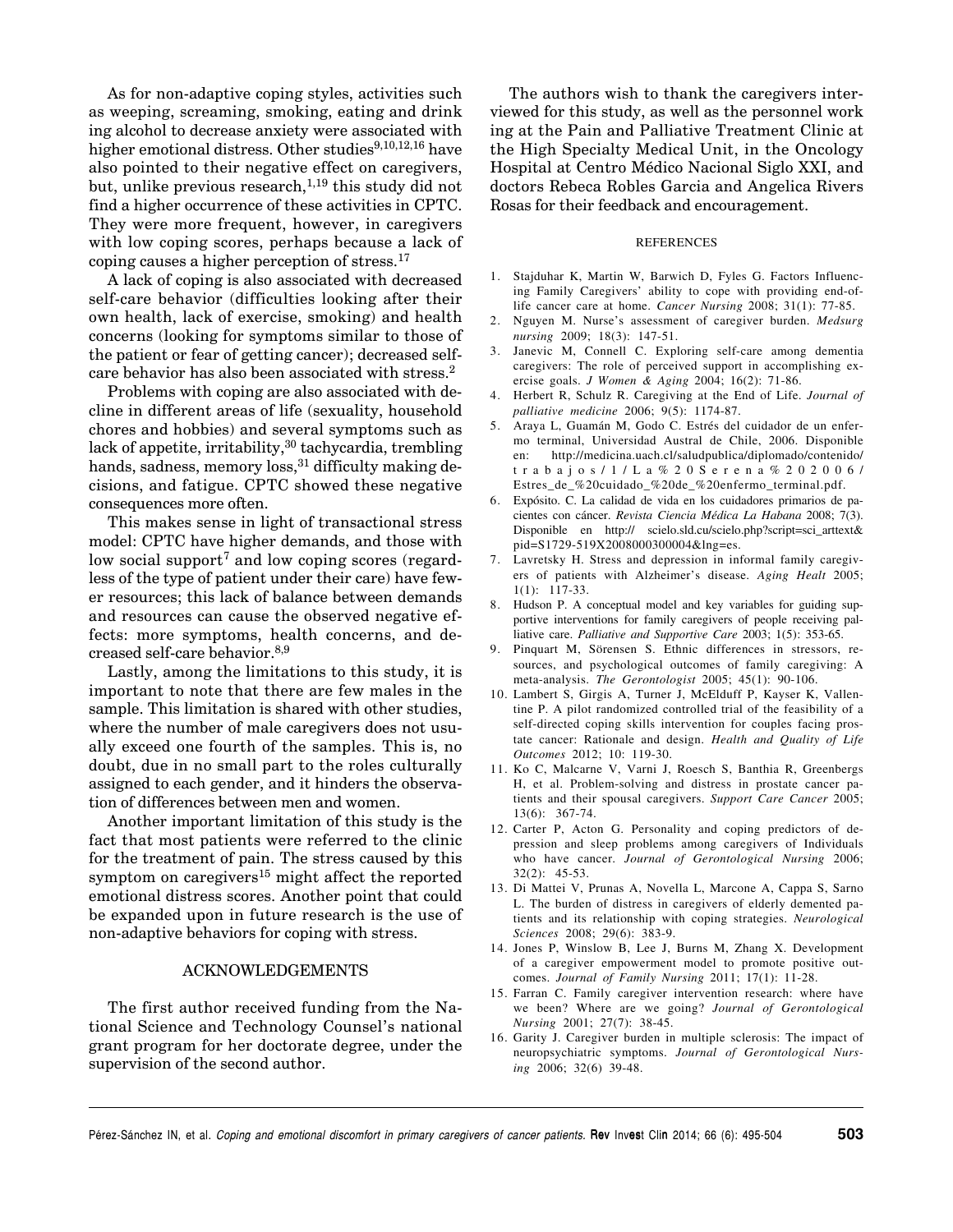As for non-adaptive coping styles, activities such as weeping, screaming, smoking, eating and drinking alcohol to decrease anxiety were associated with higher emotional distress. Other studies[9,10,12,16] have also pointed to their negative effect on caregivers, but, unlike previous research,[1,19] this study did not find a higher occurrence of these activities in CPTC. They were more frequent, however, in caregivers with low coping scores, perhaps because a lack of coping causes a higher perception of stress.[17]

A lack of coping is also associated with decreased self-care behavior (difficulties looking after their own health, lack of exercise, smoking) and health concerns (looking for symptoms similar to those of the patient or fear of getting cancer); decreased self-care behavior has also been associated with stress.[2]

Problems with coping are also associated with decline in different areas of life (sexuality, household chores and hobbies) and several symptoms such as lack of appetite, irritability,[30] tachycardia, trembling hands, sadness, memory loss,[31] difficulty making decisions, and fatigue. CPTC showed these negative consequences more often.

This makes sense in light of transactional stress model: CPTC have higher demands, and those with low social support[7] and low coping scores (regardless of the type of patient under their care) have fewer resources; this lack of balance between demands and resources can cause the observed negative effects: more symptoms, health concerns, and decreased self-care behavior.[8,9]

Lastly, among the limitations to this study, it is important to note that there are few males in the sample. This limitation is shared with other studies, where the number of male caregivers does not usually exceed one fourth of the samples. This is, no doubt, due in no small part to the roles culturally assigned to each gender, and it hinders the observation of differences between men and women.

Another important limitation of this study is the fact that most patients were referred to the clinic for the treatment of pain. The stress caused by this symptom on caregivers[15] might affect the reported emotional distress scores. Another point that could be expanded upon in future research is the use of non-adaptive behaviors for coping with stress.

## ACKNOWLEDGEMENTS

The first author received funding from the National Science and Technology Counsel's national grant program for her doctorate degree, under the supervision of the second author.

The authors wish to thank the caregivers interviewed for this study, as well as the personnel working at the Pain and Palliative Treatment Clinic at the High Specialty Medical Unit, in the Oncology Hospital at Centro Médico Nacional Siglo XXI, and doctors Rebeca Robles Garcia and Angelica Rivers Rosas for their feedback and encouragement.

## REFERENCES

1. Stajduhar K, Martin W, Barwich D, Fyles G. Factors Influencing Family Caregivers' ability to cope with providing end-of-life cancer care at home. *Cancer Nursing* 2008; 31(1): 77-85.
2. Nguyen M. Nurse's assessment of caregiver burden. *Medsurg nursing* 2009; 18(3): 147-51.
3. Janevic M, Connell C. Exploring self-care among dementia caregivers: The role of perceived support in accomplishing exercise goals. *J Women & Aging* 2004; 16(2): 71-86.
4. Herbert R, Schulz R. Caregiving at the End of Life. *Journal of palliative medicine* 2006; 9(5): 1174-87.
5. Araya L, Guamán M, Godo C. Estrés del cuidador de un enfermo terminal, Universidad Austral de Chile, 2006. Disponible en: http://medicina.uach.cl/saludpublica/diplomado/contenido/trabajos/1/La%20Serena%202006/Estres_de_%20cuidado_%20de_%20enfermo_terminal.pdf.
6. Expósito. C. La calidad de vida en los cuidadores primarios de pacientes con cáncer. *Revista Ciencia Médica La Habana* 2008; 7(3). Disponible en http:// scielo.sld.cu/scielo.php?script=sci_arttext&pid=S1729-519X2008000300004&lng=es.
7. Lavretsky H. Stress and depression in informal family caregivers of patients with Alzheimer's disease. *Aging Healt* 2005; 1(1): 117-33.
8. Hudson P. A conceptual model and key variables for guiding supportive interventions for family caregivers of people receiving palliative care. *Palliative and Supportive Care* 2003; 1(5): 353-65.
9. Pinquart M, Sörensen S. Ethnic differences in stressors, resources, and psychological outcomes of family caregiving: A meta-analysis. *The Gerontologist* 2005; 45(1): 90-106.
10. Lambert S, Girgis A, Turner J, McElduff P, Kayser K, Vallentine P. A pilot randomized controlled trial of the feasibility of a self-directed coping skills intervention for couples facing prostate cancer: Rationale and design. *Health and Quality of Life Outcomes* 2012; 10: 119-30.
11. Ko C, Malcarne V, Varni J, Roesch S, Banthia R, Greenbergs H, et al. Problem-solving and distress in prostate cancer patients and their spousal caregivers. *Support Care Cancer* 2005; 13(6): 367-74.
12. Carter P, Acton G. Personality and coping predictors of depression and sleep problems among caregivers of Individuals who have cancer. *Journal of Gerontological Nursing* 2006; 32(2): 45-53.
13. Di Mattei V, Prunas A, Novella L, Marcone A, Cappa S, Sarno L. The burden of distress in caregivers of elderly demented patients and its relationship with coping strategies. *Neurological Sciences* 2008; 29(6): 383-9.
14. Jones P, Winslow B, Lee J, Burns M, Zhang X. Development of a caregiver empowerment model to promote positive outcomes. *Journal of Family Nursing* 2011; 17(1): 11-28.
15. Farran C. Family caregiver intervention research: where have we been? Where are we going? *Journal of Gerontological Nursing* 2001; 27(7): 38-45.
16. Garity J. Caregiver burden in multiple sclerosis: The impact of neuropsychiatric symptoms. *Journal of Gerontological Nursing* 2006; 32(6) 39-48.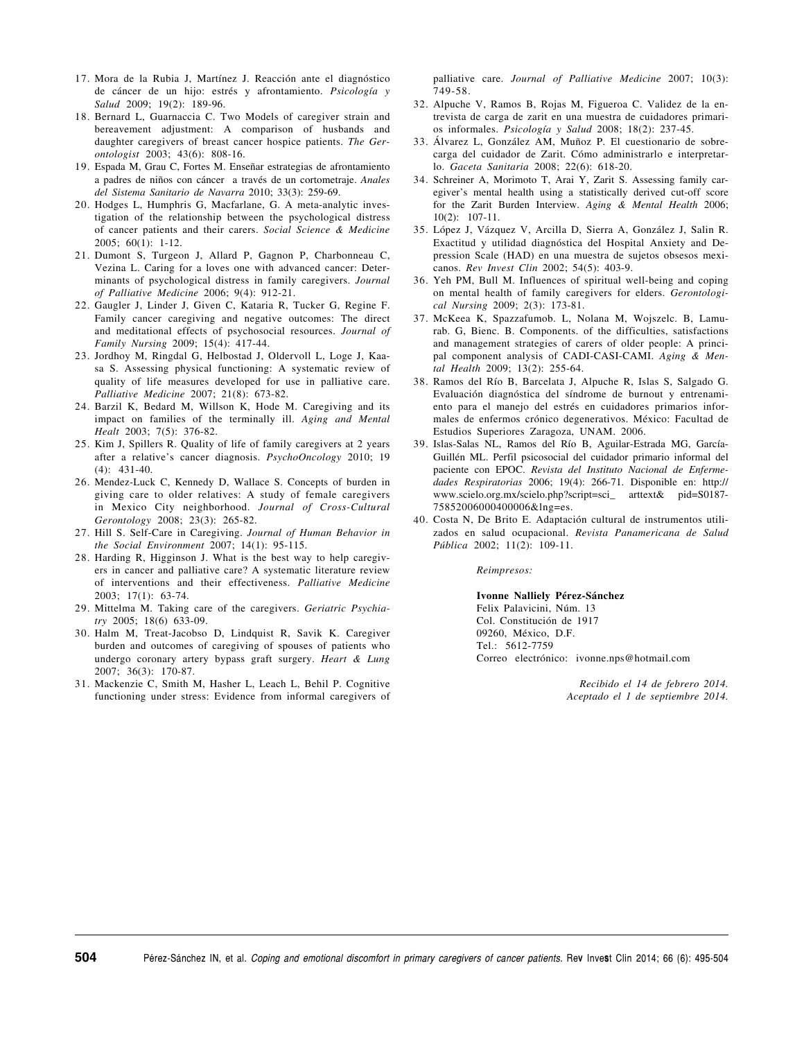17. Mora de la Rubia J, Martínez J. Reacción ante el diagnóstico de cáncer de un hijo: estrés y afrontamiento. *Psicología y Salud* 2009; 19(2): 189-96.
18. Bernard L, Guarnaccia C. Two Models of caregiver strain and bereavement adjustment: A comparison of husbands and daughter caregivers of breast cancer hospice patients. *The Gerontologist* 2003; 43(6): 808-16.
19. Espada M, Grau C, Fortes M. Enseñar estrategias de afrontamiento a padres de niños con cáncer a través de un cortometraje. *Anales del Sistema Sanitario de Navarra* 2010; 33(3): 259-69.
20. Hodges L, Humphris G, Macfarlane, G. A meta-analytic investigation of the relationship between the psychological distress of cancer patients and their carers. *Social Science & Medicine* 2005; 60(1): 1-12.
21. Dumont S, Turgeon J, Allard P, Gagnon P, Charbonneau C, Vezina L. Caring for a loves one with advanced cancer: Determinants of psychological distress in family caregivers. *Journal of Palliative Medicine* 2006; 9(4): 912-21.
22. Gaugler J, Linder J, Given C, Kataria R, Tucker G, Regine F. Family cancer caregiving and negative outcomes: The direct and meditational effects of psychosocial resources. *Journal of Family Nursing* 2009; 15(4): 417-44.
23. Jordhoy M, Ringdal G, Helbostad J, Oldervoll L, Loge J, Kaasa S. Assessing physical functioning: A systematic review of quality of life measures developed for use in palliative care. *Palliative Medicine* 2007; 21(8): 673-82.
24. Barzil K, Bedard M, Willson K, Hode M. Caregiving and its impact on families of the terminally ill. *Aging and Mental Healt* 2003; 7(5): 376-82.
25. Kim J, Spillers R. Quality of life of family caregivers at 2 years after a relative's cancer diagnosis. *PsychoOncology* 2010; 19 (4): 431-40.
26. Mendez-Luck C, Kennedy D, Wallace S. Concepts of burden in giving care to older relatives: A study of female caregivers in Mexico City neighborhood. *Journal of Cross-Cultural Gerontology* 2008; 23(3): 265-82.
27. Hill S. Self-Care in Caregiving. *Journal of Human Behavior in the Social Environment* 2007; 14(1): 95-115.
28. Harding R, Higginson J. What is the best way to help caregivers in cancer and palliative care? A systematic literature review of interventions and their effectiveness. *Palliative Medicine* 2003; 17(1): 63-74.
29. Mittelma M. Taking care of the caregivers. *Geriatric Psychiatry* 2005; 18(6) 633-09.
30. Halm M, Treat-Jacobso D, Lindquist R, Savik K. Caregiver burden and outcomes of caregiving of spouses of patients who undergo coronary artery bypass graft surgery. *Heart & Lung* 2007; 36(3): 170-87.
31. Mackenzie C, Smith M, Hasher L, Leach L, Behil P. Cognitive functioning under stress: Evidence from informal caregivers of palliative care. *Journal of Palliative Medicine* 2007; 10(3): 749-58.
32. Alpuche V, Ramos B, Rojas M, Figueroa C. Validez de la entrevista de carga de zarit en una muestra de cuidadores primarios informales. *Psicología y Salud* 2008; 18(2): 237-45.
33. Álvarez L, González AM, Muñoz P. El cuestionario de sobrecarga del cuidador de Zarit. Cómo administrarlo e interpretarlo. *Gaceta Sanitaria* 2008; 22(6): 618-20.
34. Schreiner A, Morimoto T, Arai Y, Zarit S. Assessing family caregiver's mental health using a statistically derived cut-off score for the Zarit Burden Interview. *Aging & Mental Health* 2006; 10(2): 107-11.
35. López J, Vázquez V, Arcilla D, Sierra A, González J, Salin R. Exactitud y utilidad diagnóstica del Hospital Anxiety and Depression Scale (HAD) en una muestra de sujetos obsesos mexicanos. *Rev Invest Clin* 2002; 54(5): 403-9.
36. Yeh PM, Bull M. Influences of spiritual well-being and coping on mental health of family caregivers for elders. *Gerontological Nursing* 2009; 2(3): 173-81.
37. McKeea K, Spazzafumob. L, Nolana M, Wojszelc. B, Lamurab. G, Bienc. B. Components. of the difficulties, satisfactions and management strategies of carers of older people: A principal component analysis of CADI-CASI-CAMI. *Aging & Mental Health* 2009; 13(2): 255-64.
38. Ramos del Río B, Barcelata J, Alpuche R, Islas S, Salgado G. Evaluación diagnóstica del síndrome de burnout y entrenamiento para el manejo del estrés en cuidadores primarios informales de enfermos crónico degenerativos. México: Facultad de Estudios Superiores Zaragoza, UNAM. 2006.
39. Islas-Salas NL, Ramos del Río B, Aguilar-Estrada MG, García-Guillén ML. Perfil psicosocial del cuidador primario informal del paciente con EPOC. *Revista del Instituto Nacional de Enfermedades Respiratorias* 2006; 19(4): 266-71. Disponible en: http://www.scielo.org.mx/scielo.php?script=sci_ arttext& pid=S0187-75852006000400006&lng=es.
40. Costa N, De Brito E. Adaptación cultural de instrumentos utilizados en salud ocupacional. *Revista Panamericana de Salud Pública* 2002; 11(2): 109-11.

*Reimpresos:*

**Ivonne Nalliely Pérez-Sánchez**
Felix Palavicini, Núm. 13
Col. Constitución de 1917
09260, México, D.F.
Tel.: 5612-7759
Correo electrónico: ivonne.nps@hotmail.com

*Recibido el 14 de febrero 2014.*
*Aceptado el 1 de septiembre 2014.*